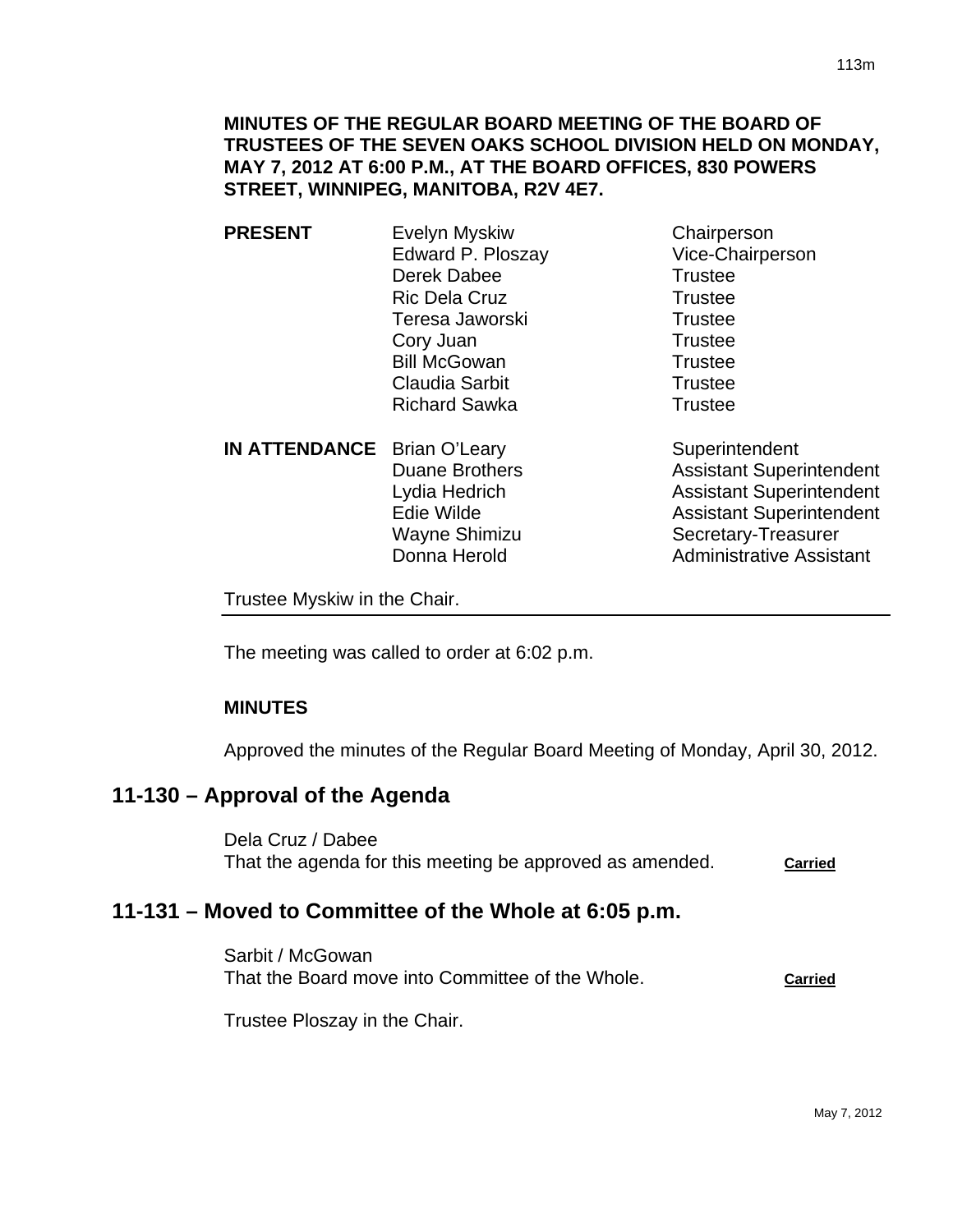**MINUTES OF THE REGULAR BOARD MEETING OF THE BOARD OF TRUSTEES OF THE SEVEN OAKS SCHOOL DIVISION HELD ON MONDAY, MAY 7, 2012 AT 6:00 P.M., AT THE BOARD OFFICES, 830 POWERS STREET, WINNIPEG, MANITOBA, R2V 4E7.**

| | | |
|---|---|---|
| **PRESENT** | Evelyn Myskiw | Chairperson |
| | Edward P. Ploszay | Vice-Chairperson |
| | Derek Dabee | Trustee |
| | Ric Dela Cruz | Trustee |
| | Teresa Jaworski | Trustee |
| | Cory Juan | Trustee |
| | Bill McGowan | Trustee |
| | Claudia Sarbit | Trustee |
| | Richard Sawka | Trustee |
| **IN ATTENDANCE** | Brian O'Leary | Superintendent |
| | Duane Brothers | Assistant Superintendent |
| | Lydia Hedrich | Assistant Superintendent |
| | Edie Wilde | Assistant Superintendent |
| | Wayne Shimizu | Secretary-Treasurer |
| | Donna Herold | Administrative Assistant |

Trustee Myskiw in the Chair.

---

The meeting was called to order at 6:02 p.m.

**MINUTES**

Approved the minutes of the Regular Board Meeting of Monday, April 30, 2012.

## 11-130 – Approval of the Agenda

Dela Cruz / Dabee
That the agenda for this meeting be approved as amended. **Carried**

## 11-131 – Moved to Committee of the Whole at 6:05 p.m.

Sarbit / McGowan
That the Board move into Committee of the Whole. **Carried**

Trustee Ploszay in the Chair.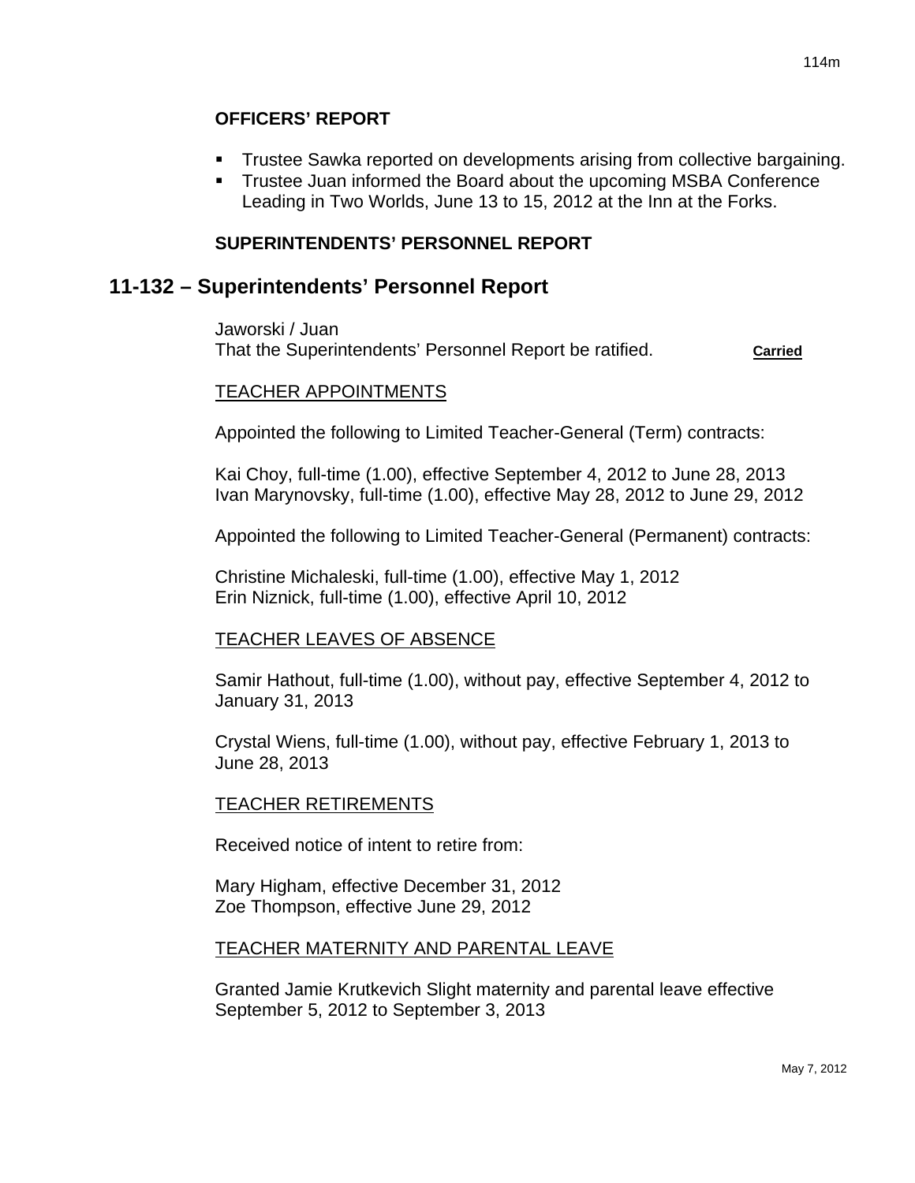### OFFICERS' REPORT

- Trustee Sawka reported on developments arising from collective bargaining.
- Trustee Juan informed the Board about the upcoming MSBA Conference Leading in Two Worlds, June 13 to 15, 2012 at the Inn at the Forks.

### SUPERINTENDENTS' PERSONNEL REPORT

## 11-132 – Superintendents' Personnel Report

Jaworski / Juan
That the Superintendents' Personnel Report be ratified. **Carried**

TEACHER APPOINTMENTS

Appointed the following to Limited Teacher-General (Term) contracts:

Kai Choy, full-time (1.00), effective September 4, 2012 to June 28, 2013
Ivan Marynovsky, full-time (1.00), effective May 28, 2012 to June 29, 2012

Appointed the following to Limited Teacher-General (Permanent) contracts:

Christine Michaleski, full-time (1.00), effective May 1, 2012
Erin Niznick, full-time (1.00), effective April 10, 2012

TEACHER LEAVES OF ABSENCE

Samir Hathout, full-time (1.00), without pay, effective September 4, 2012 to January 31, 2013

Crystal Wiens, full-time (1.00), without pay, effective February 1, 2013 to June 28, 2013

TEACHER RETIREMENTS

Received notice of intent to retire from:

Mary Higham, effective December 31, 2012
Zoe Thompson, effective June 29, 2012

TEACHER MATERNITY AND PARENTAL LEAVE

Granted Jamie Krutkevich Slight maternity and parental leave effective September 5, 2012 to September 3, 2013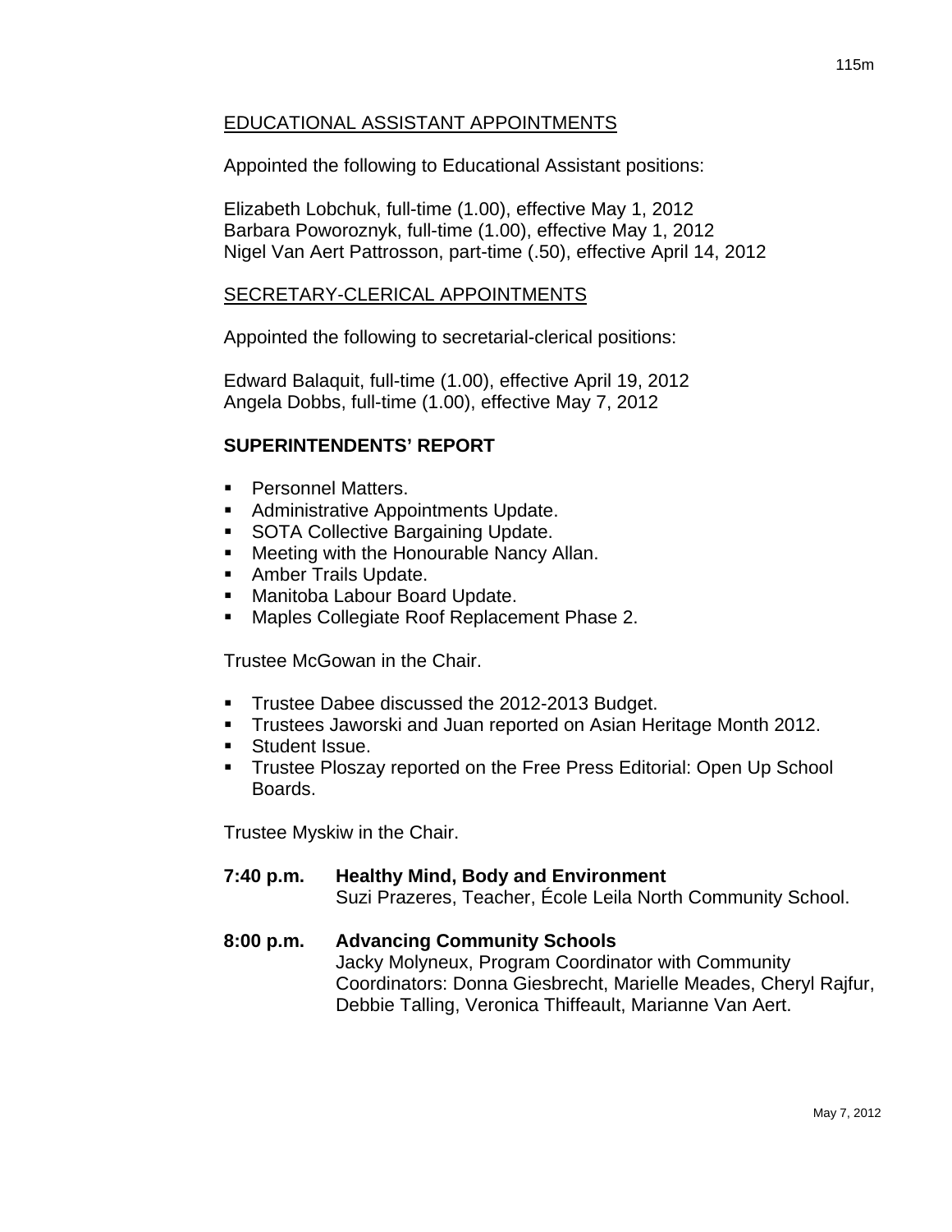## EDUCATIONAL ASSISTANT APPOINTMENTS

Appointed the following to Educational Assistant positions:

Elizabeth Lobchuk, full-time (1.00), effective May 1, 2012
Barbara Poworoznyk, full-time (1.00), effective May 1, 2012
Nigel Van Aert Pattrosson, part-time (.50), effective April 14, 2012

## SECRETARY-CLERICAL APPOINTMENTS

Appointed the following to secretarial-clerical positions:

Edward Balaquit, full-time (1.00), effective April 19, 2012
Angela Dobbs, full-time (1.00), effective May 7, 2012

## SUPERINTENDENTS' REPORT

- Personnel Matters.
- Administrative Appointments Update.
- SOTA Collective Bargaining Update.
- Meeting with the Honourable Nancy Allan.
- Amber Trails Update.
- Manitoba Labour Board Update.
- Maples Collegiate Roof Replacement Phase 2.

Trustee McGowan in the Chair.

- Trustee Dabee discussed the 2012-2013 Budget.
- Trustees Jaworski and Juan reported on Asian Heritage Month 2012.
- Student Issue.
- Trustee Ploszay reported on the Free Press Editorial: Open Up School Boards.

Trustee Myskiw in the Chair.

**7:40 p.m. Healthy Mind, Body and Environment**
Suzi Prazeres, Teacher, École Leila North Community School.

**8:00 p.m. Advancing Community Schools**
Jacky Molyneux, Program Coordinator with Community Coordinators: Donna Giesbrecht, Marielle Meades, Cheryl Rajfur, Debbie Talling, Veronica Thiffeault, Marianne Van Aert.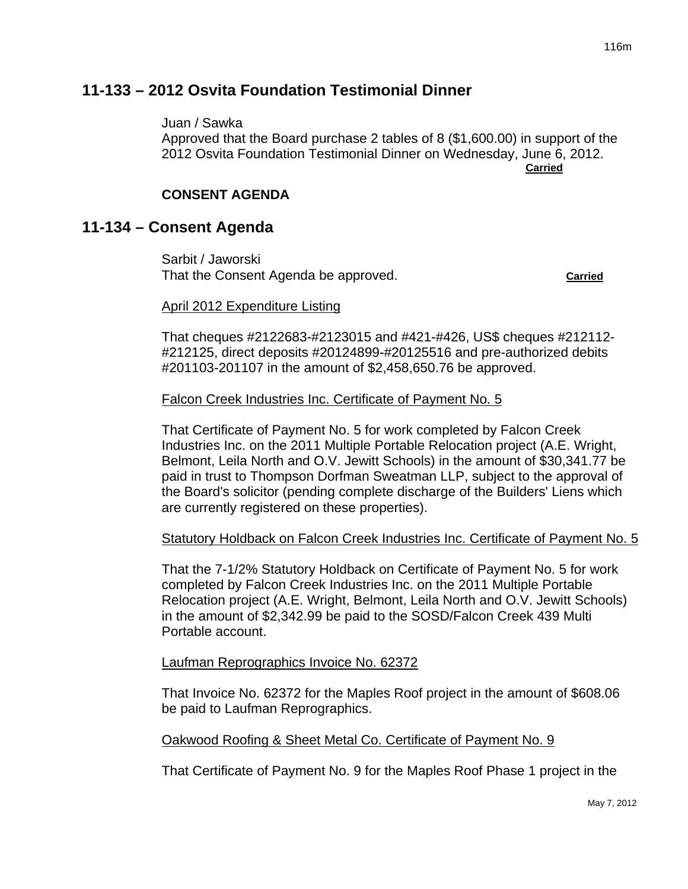## 11-133 – 2012 Osvita Foundation Testimonial Dinner

Juan / Sawka
Approved that the Board purchase 2 tables of 8 ($1,600.00) in support of the 2012 Osvita Foundation Testimonial Dinner on Wednesday, June 6, 2012.
**Carried**

**CONSENT AGENDA**

## 11-134 – Consent Agenda

Sarbit / Jaworski
That the Consent Agenda be approved. **Carried**

April 2012 Expenditure Listing

That cheques #2122683-#2123015 and #421-#426, US$ cheques #212112-#212125, direct deposits #20124899-#20125516 and pre-authorized debits #201103-201107 in the amount of $2,458,650.76 be approved.

Falcon Creek Industries Inc. Certificate of Payment No. 5

That Certificate of Payment No. 5 for work completed by Falcon Creek Industries Inc. on the 2011 Multiple Portable Relocation project (A.E. Wright, Belmont, Leila North and O.V. Jewitt Schools) in the amount of $30,341.77 be paid in trust to Thompson Dorfman Sweatman LLP, subject to the approval of the Board's solicitor (pending complete discharge of the Builders' Liens which are currently registered on these properties).

Statutory Holdback on Falcon Creek Industries Inc. Certificate of Payment No. 5

That the 7-1/2% Statutory Holdback on Certificate of Payment No. 5 for work completed by Falcon Creek Industries Inc. on the 2011 Multiple Portable Relocation project (A.E. Wright, Belmont, Leila North and O.V. Jewitt Schools) in the amount of $2,342.99 be paid to the SOSD/Falcon Creek 439 Multi Portable account.

Laufman Reprographics Invoice No. 62372

That Invoice No. 62372 for the Maples Roof project in the amount of $608.06 be paid to Laufman Reprographics.

Oakwood Roofing & Sheet Metal Co. Certificate of Payment No. 9

That Certificate of Payment No. 9 for the Maples Roof Phase 1 project in the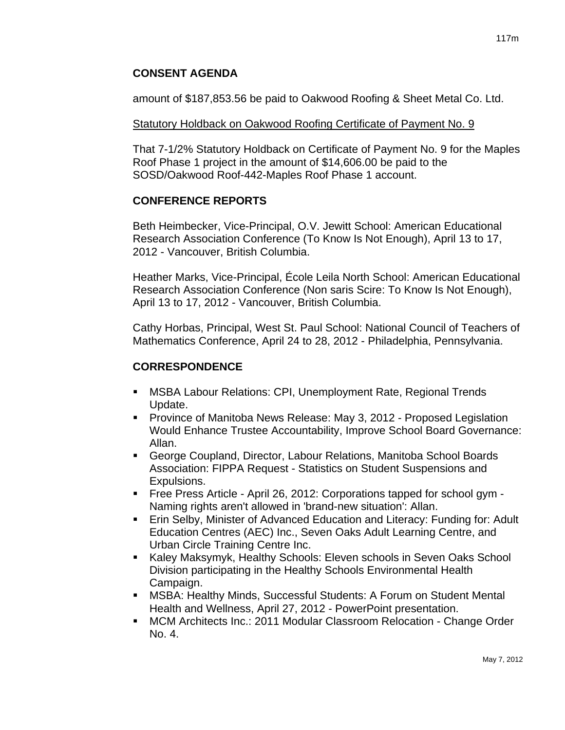## CONSENT AGENDA

amount of $187,853.56 be paid to Oakwood Roofing & Sheet Metal Co. Ltd.

Statutory Holdback on Oakwood Roofing Certificate of Payment No. 9

That 7-1/2% Statutory Holdback on Certificate of Payment No. 9 for the Maples Roof Phase 1 project in the amount of $14,606.00 be paid to the SOSD/Oakwood Roof-442-Maples Roof Phase 1 account.

## CONFERENCE REPORTS

Beth Heimbecker, Vice-Principal, O.V. Jewitt School: American Educational Research Association Conference (To Know Is Not Enough), April 13 to 17, 2012 - Vancouver, British Columbia.

Heather Marks, Vice-Principal, École Leila North School: American Educational Research Association Conference (Non saris Scire: To Know Is Not Enough), April 13 to 17, 2012 - Vancouver, British Columbia.

Cathy Horbas, Principal, West St. Paul School: National Council of Teachers of Mathematics Conference, April 24 to 28, 2012 - Philadelphia, Pennsylvania.

## CORRESPONDENCE

- MSBA Labour Relations: CPI, Unemployment Rate, Regional Trends Update.
- Province of Manitoba News Release: May 3, 2012 - Proposed Legislation Would Enhance Trustee Accountability, Improve School Board Governance: Allan.
- George Coupland, Director, Labour Relations, Manitoba School Boards Association: FIPPA Request - Statistics on Student Suspensions and Expulsions.
- Free Press Article - April 26, 2012: Corporations tapped for school gym - Naming rights aren't allowed in 'brand-new situation': Allan.
- Erin Selby, Minister of Advanced Education and Literacy: Funding for: Adult Education Centres (AEC) Inc., Seven Oaks Adult Learning Centre, and Urban Circle Training Centre Inc.
- Kaley Maksymyk, Healthy Schools: Eleven schools in Seven Oaks School Division participating in the Healthy Schools Environmental Health Campaign.
- MSBA: Healthy Minds, Successful Students: A Forum on Student Mental Health and Wellness, April 27, 2012 - PowerPoint presentation.
- MCM Architects Inc.: 2011 Modular Classroom Relocation - Change Order No. 4.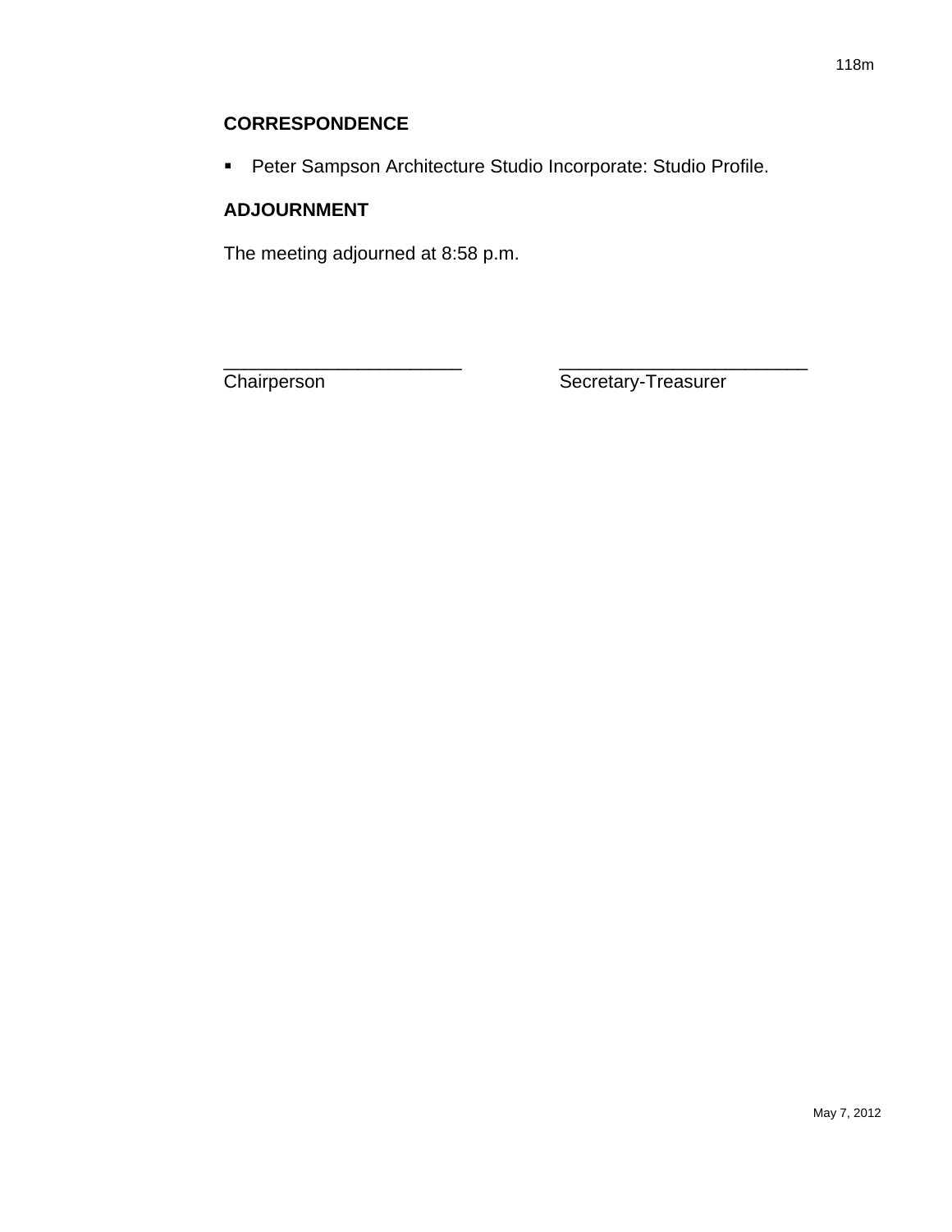**CORRESPONDENCE**

- Peter Sampson Architecture Studio Incorporate: Studio Profile.

**ADJOURNMENT**

The meeting adjourned at 8:58 p.m.

_______________________ _________________________
Chairperson Secretary-Treasurer